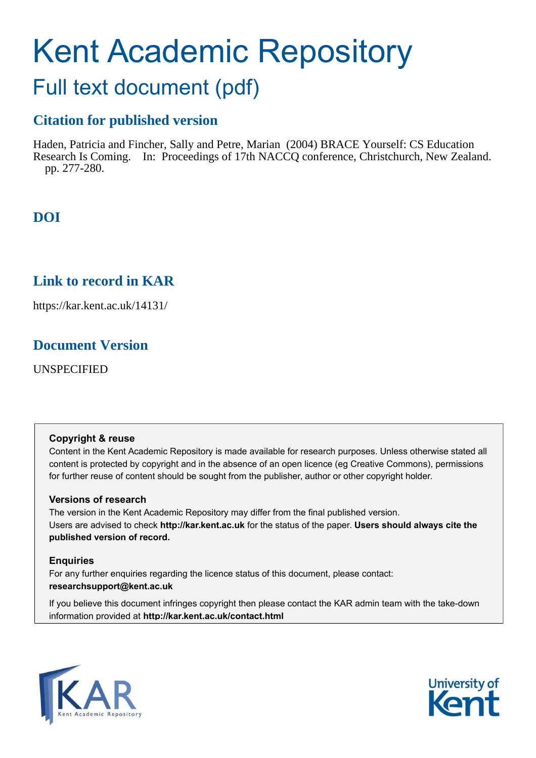# Kent Academic Repository

## Full text document (pdf)

### Citation for published version

Haden, Patricia and Fincher, Sally and Petre, Marian (2004) BRACE Yourself: CS Education Research Is Coming. In: Proceedings of 17th NACCQ conference, Christchurch, New Zealand. pp. 277-280.

### DOI

### Link to record in KAR

https://kar.kent.ac.uk/14131/

### Document Version

UNSPECIFIED

**Copyright & reuse**

Content in the Kent Academic Repository is made available for research purposes. Unless otherwise stated all content is protected by copyright and in the absence of an open licence (eg Creative Commons), permissions for further reuse of content should be sought from the publisher, author or other copyright holder.

**Versions of research**

The version in the Kent Academic Repository may differ from the final published version. Users are advised to check **http://kar.kent.ac.uk** for the status of the paper. **Users should always cite the published version of record.**

**Enquiries**

For any further enquiries regarding the licence status of this document, please contact: **researchsupport@kent.ac.uk**

If you believe this document infringes copyright then please contact the KAR admin team with the take-down information provided at **http://kar.kent.ac.uk/contact.html**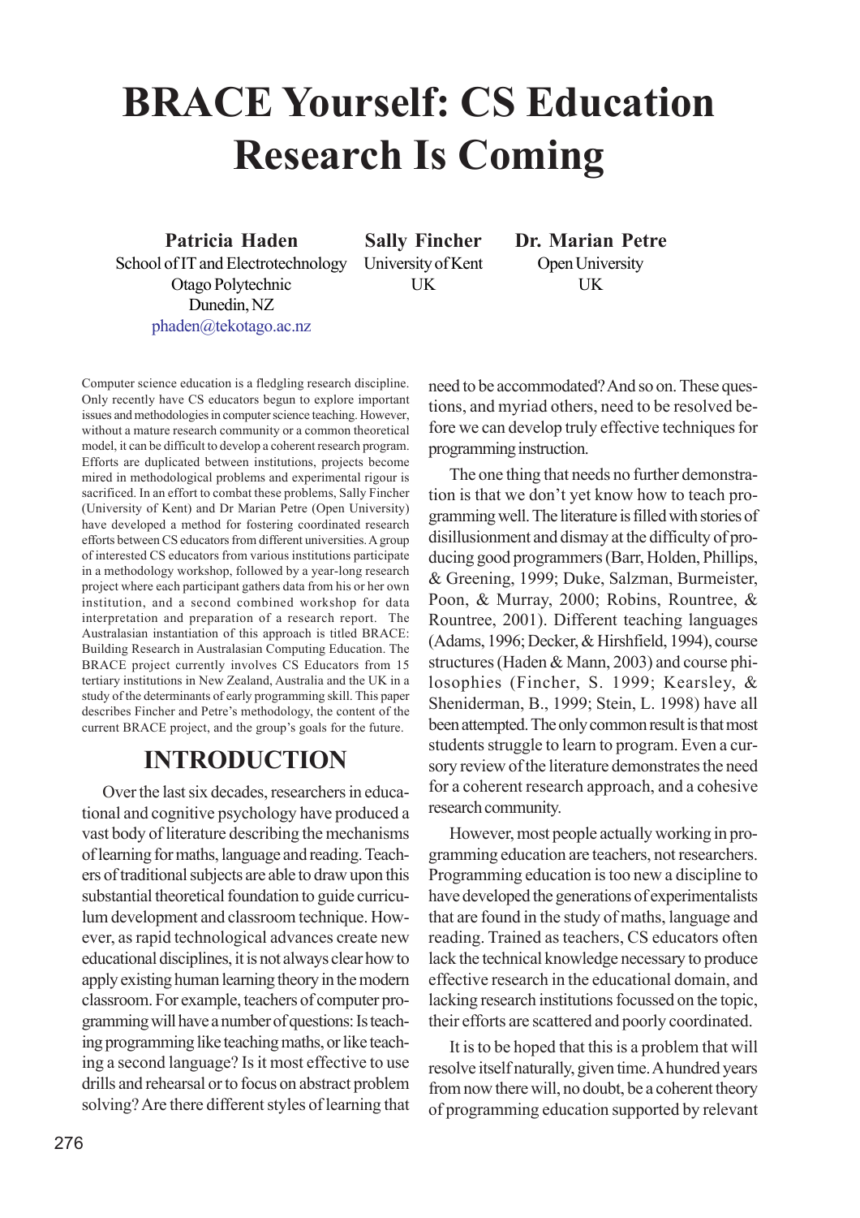# BRACE Yourself: CS Education Research Is Coming

**Patricia Haden**
School of IT and Electrotechnology
Otago Polytechnic
Dunedin, NZ
phaden@tekotago.ac.nz

**Sally Fincher**
University of Kent
UK

**Dr. Marian Petre**
Open University
UK

Computer science education is a fledgling research discipline. Only recently have CS educators begun to explore important issues and methodologies in computer science teaching. However, without a mature research community or a common theoretical model, it can be difficult to develop a coherent research program. Efforts are duplicated between institutions, projects become mired in methodological problems and experimental rigour is sacrificed. In an effort to combat these problems, Sally Fincher (University of Kent) and Dr Marian Petre (Open University) have developed a method for fostering coordinated research efforts between CS educators from different universities. A group of interested CS educators from various institutions participate in a methodology workshop, followed by a year-long research project where each participant gathers data from his or her own institution, and a second combined workshop for data interpretation and preparation of a research report. The Australasian instantiation of this approach is titled BRACE: Building Research in Australasian Computing Education. The BRACE project currently involves CS Educators from 15 tertiary institutions in New Zealand, Australia and the UK in a study of the determinants of early programming skill. This paper describes Fincher and Petre's methodology, the content of the current BRACE project, and the group's goals for the future.

## INTRODUCTION

Over the last six decades, researchers in educational and cognitive psychology have produced a vast body of literature describing the mechanisms of learning for maths, language and reading. Teachers of traditional subjects are able to draw upon this substantial theoretical foundation to guide curriculum development and classroom technique. However, as rapid technological advances create new educational disciplines, it is not always clear how to apply existing human learning theory in the modern classroom. For example, teachers of computer programming will have a number of questions: Is teaching programming like teaching maths, or like teaching a second language? Is it most effective to use drills and rehearsal or to focus on abstract problem solving? Are there different styles of learning that need to be accommodated? And so on. These questions, and myriad others, need to be resolved before we can develop truly effective techniques for programming instruction.

The one thing that needs no further demonstration is that we don't yet know how to teach programming well. The literature is filled with stories of disillusionment and dismay at the difficulty of producing good programmers (Barr, Holden, Phillips, & Greening, 1999; Duke, Salzman, Burmeister, Poon, & Murray, 2000; Robins, Rountree, & Rountree, 2001). Different teaching languages (Adams, 1996; Decker, & Hirshfield, 1994), course structures (Haden & Mann, 2003) and course philosophies (Fincher, S. 1999; Kearsley, & Shenideman, B., 1999; Stein, L. 1998) have all been attempted. The only common result is that most students struggle to learn to program. Even a cursory review of the literature demonstrates the need for a coherent research approach, and a cohesive research community.

However, most people actually working in programming education are teachers, not researchers. Programming education is too new a discipline to have developed the generations of experimentalists that are found in the study of maths, language and reading. Trained as teachers, CS educators often lack the technical knowledge necessary to produce effective research in the educational domain, and lacking research institutions focussed on the topic, their efforts are scattered and poorly coordinated.

It is to be hoped that this is a problem that will resolve itself naturally, given time. A hundred years from now there will, no doubt, be a coherent theory of programming education supported by relevant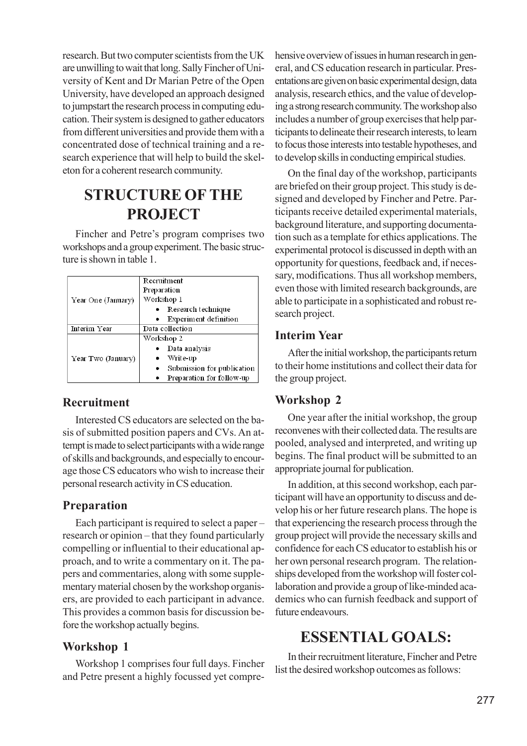research. But two computer scientists from the UK are unwilling to wait that long. Sally Fincher of University of Kent and Dr Marian Petre of the Open University, have developed an approach designed to jumpstart the research process in computing education. Their system is designed to gather educators from different universities and provide them with a concentrated dose of technical training and a research experience that will help to build the skeleton for a coherent research community.

## STRUCTURE OF THE PROJECT

Fincher and Petre's program comprises two workshops and a group experiment. The basic structure is shown in table 1.

| | |
|---|---|
| Year One (January) | Recruitment<br>Preparation<br>Workshop 1<br>• Research technique<br>• Experiment definition |
| Interim Year | Data collection |
| Year Two (January) | Workshop 2<br>• Data analysis<br>• Write-up<br>• Submission for publication<br>• Preparation for follow-up |

### Recruitment

Interested CS educators are selected on the basis of submitted position papers and CVs. An attempt is made to select participants with a wide range of skills and backgrounds, and especially to encourage those CS educators who wish to increase their personal research activity in CS education.

### Preparation

Each participant is required to select a paper – research or opinion – that they found particularly compelling or influential to their educational approach, and to write a commentary on it. The papers and commentaries, along with some supplementary material chosen by the workshop organisers, are provided to each participant in advance. This provides a common basis for discussion before the workshop actually begins.

### Workshop 1

Workshop 1 comprises four full days. Fincher and Petre present a highly focussed yet comprehensive overview of issues in human research in general, and CS education research in particular. Presentations are given on basic experimental design, data analysis, research ethics, and the value of developing a strong research community. The workshop also includes a number of group exercises that help participants to delineate their research interests, to learn to focus those interests into testable hypotheses, and to develop skills in conducting empirical studies.

On the final day of the workshop, participants are briefed on their group project. This study is designed and developed by Fincher and Petre. Participants receive detailed experimental materials, background literature, and supporting documentation such as a template for ethics applications. The experimental protocol is discussed in depth with an opportunity for questions, feedback and, if necessary, modifications. Thus all workshop members, even those with limited research backgrounds, are able to participate in a sophisticated and robust research project.

### Interim Year

After the initial workshop, the participants return to their home institutions and collect their data for the group project.

### Workshop 2

One year after the initial workshop, the group reconvenes with their collected data. The results are pooled, analysed and interpreted, and writing up begins. The final product will be submitted to an appropriate journal for publication.

In addition, at this second workshop, each participant will have an opportunity to discuss and develop his or her future research plans. The hope is that experiencing the research process through the group project will provide the necessary skills and confidence for each CS educator to establish his or her own personal research program. The relationships developed from the workshop will foster collaboration and provide a group of like-minded academics who can furnish feedback and support of future endeavours.

## ESSENTIAL GOALS:

In their recruitment literature, Fincher and Petre list the desired workshop outcomes as follows: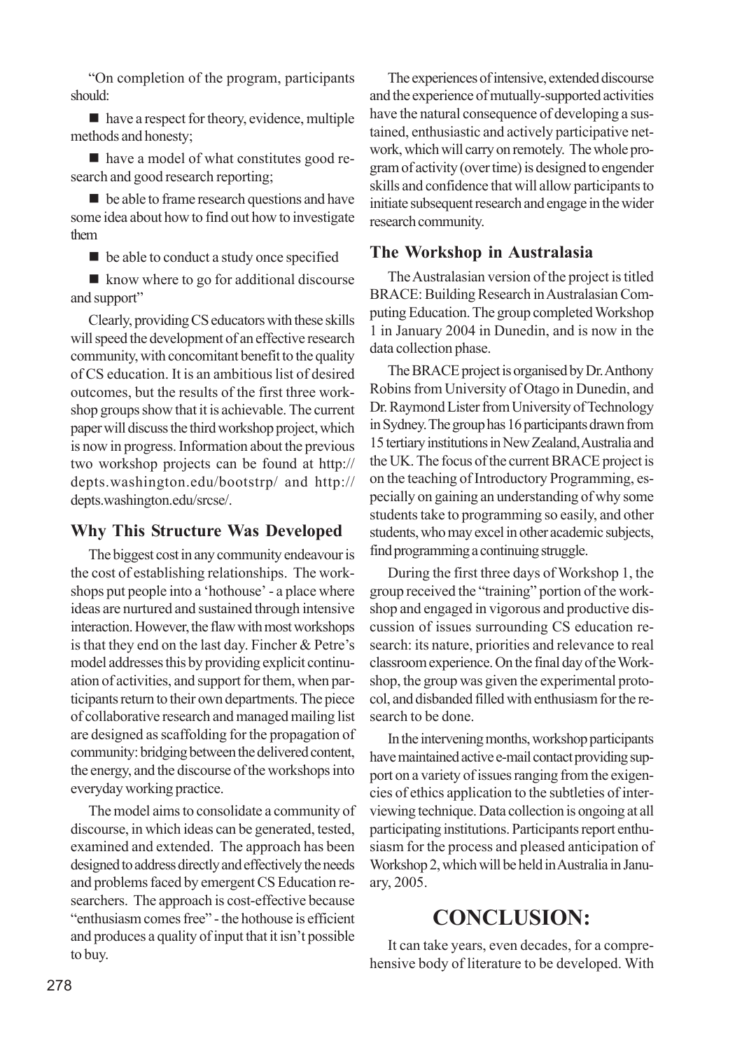"On completion of the program, participants should:

- have a respect for theory, evidence, multiple methods and honesty;
- have a model of what constitutes good research and good research reporting;
- be able to frame research questions and have some idea about how to find out how to investigate them
- be able to conduct a study once specified
- know where to go for additional discourse and support"

Clearly, providing CS educators with these skills will speed the development of an effective research community, with concomitant benefit to the quality of CS education. It is an ambitious list of desired outcomes, but the results of the first three workshop groups show that it is achievable. The current paper will discuss the third workshop project, which is now in progress. Information about the previous two workshop projects can be found at http://depts.washington.edu/bootstrp/ and http://depts.washington.edu/srcse/.

### Why This Structure Was Developed

The biggest cost in any community endeavour is the cost of establishing relationships. The workshops put people into a 'hothouse' - a place where ideas are nurtured and sustained through intensive interaction. However, the flaw with most workshops is that they end on the last day. Fincher & Petre's model addresses this by providing explicit continuation of activities, and support for them, when participants return to their own departments. The piece of collaborative research and managed mailing list are designed as scaffolding for the propagation of community: bridging between the delivered content, the energy, and the discourse of the workshops into everyday working practice.

The model aims to consolidate a community of discourse, in which ideas can be generated, tested, examined and extended. The approach has been designed to address directly and effectively the needs and problems faced by emergent CS Education researchers. The approach is cost-effective because "enthusiasm comes free" - the hothouse is efficient and produces a quality of input that it isn't possible to buy.

The experiences of intensive, extended discourse and the experience of mutually-supported activities have the natural consequence of developing a sustained, enthusiastic and actively participative network, which will carry on remotely. The whole program of activity (over time) is designed to engender skills and confidence that will allow participants to initiate subsequent research and engage in the wider research community.

### The Workshop in Australasia

The Australasian version of the project is titled BRACE: Building Research in Australasian Computing Education. The group completed Workshop 1 in January 2004 in Dunedin, and is now in the data collection phase.

The BRACE project is organised by Dr. Anthony Robins from University of Otago in Dunedin, and Dr. Raymond Lister from University of Technology in Sydney. The group has 16 participants drawn from 15 tertiary institutions in New Zealand, Australia and the UK. The focus of the current BRACE project is on the teaching of Introductory Programming, especially on gaining an understanding of why some students take to programming so easily, and other students, who may excel in other academic subjects, find programming a continuing struggle.

During the first three days of Workshop 1, the group received the "training" portion of the workshop and engaged in vigorous and productive discussion of issues surrounding CS education research: its nature, priorities and relevance to real classroom experience. On the final day of the Workshop, the group was given the experimental protocol, and disbanded filled with enthusiasm for the research to be done.

In the intervening months, workshop participants have maintained active e-mail contact providing support on a variety of issues ranging from the exigencies of ethics application to the subtleties of interviewing technique. Data collection is ongoing at all participating institutions. Participants report enthusiasm for the process and pleased anticipation of Workshop 2, which will be held in Australia in January, 2005.

## CONCLUSION:

It can take years, even decades, for a comprehensive body of literature to be developed. With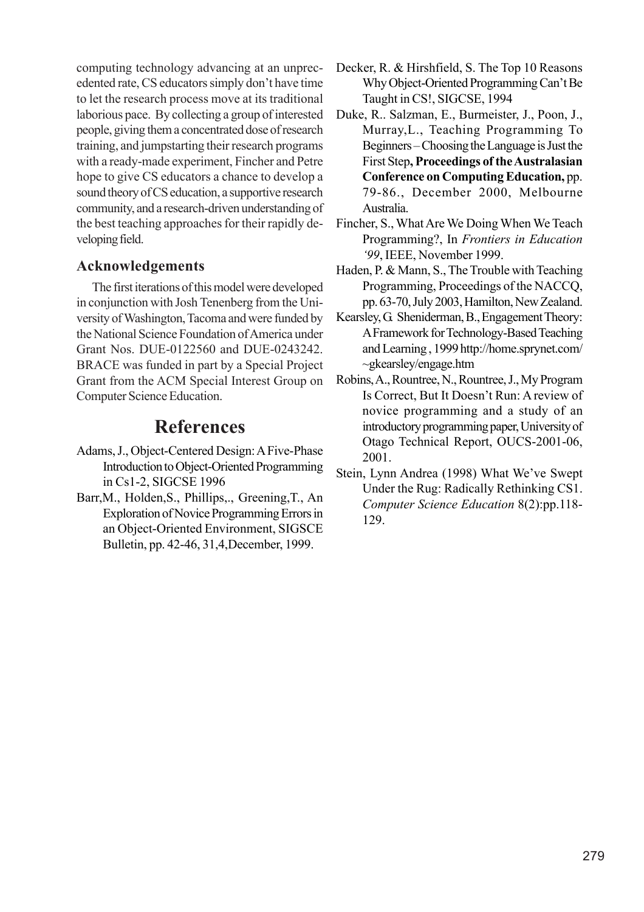computing technology advancing at an unprecedented rate, CS educators simply don't have time to let the research process move at its traditional laborious pace. By collecting a group of interested people, giving them a concentrated dose of research training, and jumpstarting their research programs with a ready-made experiment, Fincher and Petre hope to give CS educators a chance to develop a sound theory of CS education, a supportive research community, and a research-driven understanding of the best teaching approaches for their rapidly developing field.

### Acknowledgements

The first iterations of this model were developed in conjunction with Josh Tenenberg from the University of Washington, Tacoma and were funded by the National Science Foundation of America under Grant Nos. DUE-0122560 and DUE-0243242. BRACE was funded in part by a Special Project Grant from the ACM Special Interest Group on Computer Science Education.

## References

Adams, J., Object-Centered Design: A Five-Phase Introduction to Object-Oriented Programming in Cs1-2, SIGCSE 1996

Barr,M., Holden,S., Phillips,., Greening,T., An Exploration of Novice Programming Errors in an Object-Oriented Environment, SIGSCE Bulletin, pp. 42-46, 31,4,December, 1999.

Decker, R. & Hirshfield, S. The Top 10 Reasons Why Object-Oriented Programming Can't Be Taught in CS!, SIGCSE, 1994

Duke, R.. Salzman, E., Burmeister, J., Poon, J., Murray,L., Teaching Programming To Beginners – Choosing the Language is Just the First Step**, Proceedings of the Australasian Conference on Computing Education,** pp. 79-86., December 2000, Melbourne Australia.

Fincher, S., What Are We Doing When We Teach Programming?, In *Frontiers in Education '99*, IEEE, November 1999.

Haden, P. & Mann, S., The Trouble with Teaching Programming, Proceedings of the NACCQ, pp. 63-70, July 2003, Hamilton, New Zealand.

Kearsley, G. Sheniderman, B., Engagement Theory: A Framework for Technology-Based Teaching and Learning , 1999 http://home.sprynet.com/~gkearsley/engage.htm

Robins, A., Rountree, N., Rountree, J., My Program Is Correct, But It Doesn't Run: A review of novice programming and a study of an introductory programming paper, University of Otago Technical Report, OUCS-2001-06, 2001.

Stein, Lynn Andrea (1998) What We've Swept Under the Rug: Radically Rethinking CS1. *Computer Science Education* 8(2):pp.118-129.